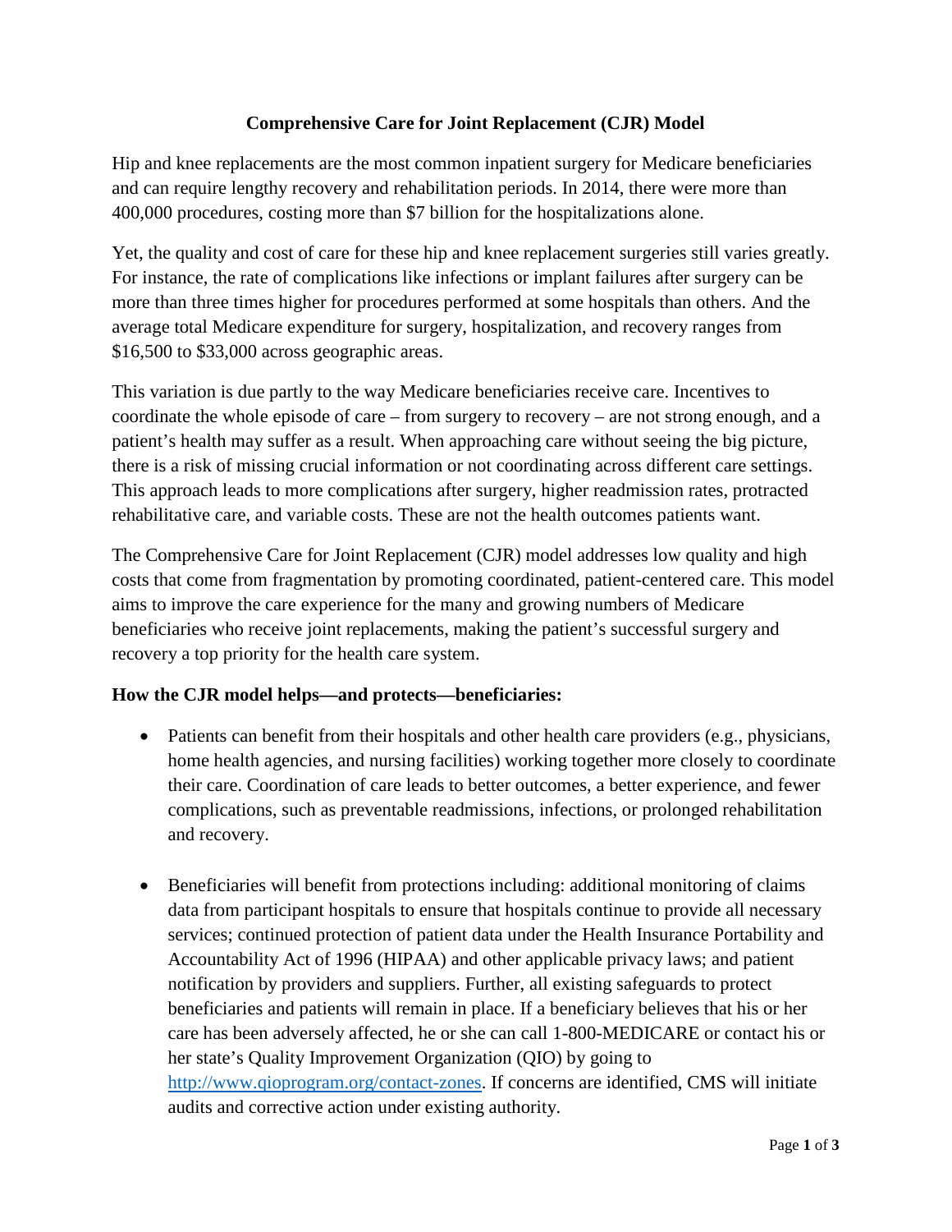# Comprehensive Care for Joint Replacement (CJR) Model

Hip and knee replacements are the most common inpatient surgery for Medicare beneficiaries and can require lengthy recovery and rehabilitation periods. In 2014, there were more than 400,000 procedures, costing more than $7 billion for the hospitalizations alone.

Yet, the quality and cost of care for these hip and knee replacement surgeries still varies greatly. For instance, the rate of complications like infections or implant failures after surgery can be more than three times higher for procedures performed at some hospitals than others. And the average total Medicare expenditure for surgery, hospitalization, and recovery ranges from $16,500 to $33,000 across geographic areas.

This variation is due partly to the way Medicare beneficiaries receive care. Incentives to coordinate the whole episode of care – from surgery to recovery – are not strong enough, and a patient's health may suffer as a result. When approaching care without seeing the big picture, there is a risk of missing crucial information or not coordinating across different care settings. This approach leads to more complications after surgery, higher readmission rates, protracted rehabilitative care, and variable costs. These are not the health outcomes patients want.

The Comprehensive Care for Joint Replacement (CJR) model addresses low quality and high costs that come from fragmentation by promoting coordinated, patient-centered care. This model aims to improve the care experience for the many and growing numbers of Medicare beneficiaries who receive joint replacements, making the patient's successful surgery and recovery a top priority for the health care system.

## How the CJR model helps—and protects—beneficiaries:

- Patients can benefit from their hospitals and other health care providers (e.g., physicians, home health agencies, and nursing facilities) working together more closely to coordinate their care. Coordination of care leads to better outcomes, a better experience, and fewer complications, such as preventable readmissions, infections, or prolonged rehabilitation and recovery.

- Beneficiaries will benefit from protections including: additional monitoring of claims data from participant hospitals to ensure that hospitals continue to provide all necessary services; continued protection of patient data under the Health Insurance Portability and Accountability Act of 1996 (HIPAA) and other applicable privacy laws; and patient notification by providers and suppliers. Further, all existing safeguards to protect beneficiaries and patients will remain in place. If a beneficiary believes that his or her care has been adversely affected, he or she can call 1-800-MEDICARE or contact his or her state's Quality Improvement Organization (QIO) by going to http://www.qioprogram.org/contact-zones. If concerns are identified, CMS will initiate audits and corrective action under existing authority.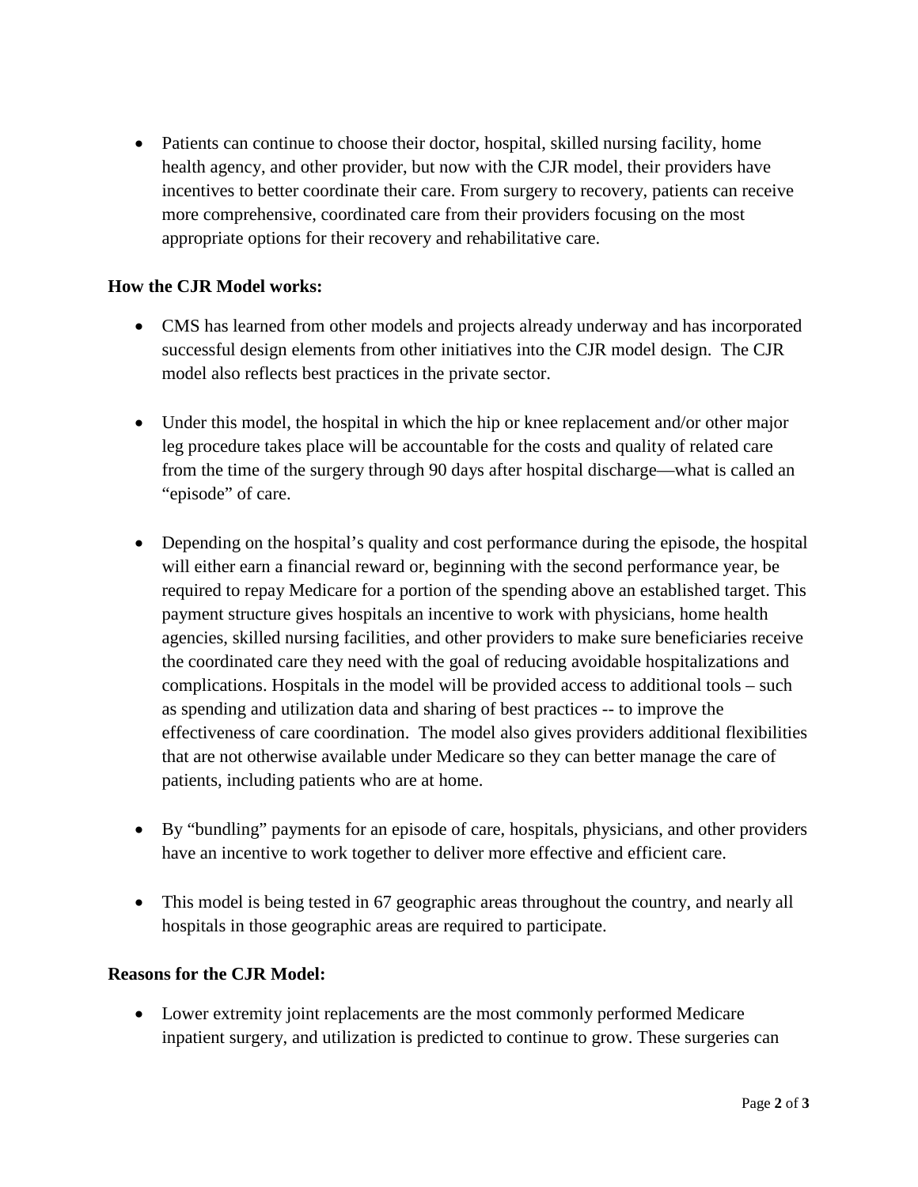- Patients can continue to choose their doctor, hospital, skilled nursing facility, home health agency, and other provider, but now with the CJR model, their providers have incentives to better coordinate their care. From surgery to recovery, patients can receive more comprehensive, coordinated care from their providers focusing on the most appropriate options for their recovery and rehabilitative care.

**How the CJR Model works:**

- CMS has learned from other models and projects already underway and has incorporated successful design elements from other initiatives into the CJR model design. The CJR model also reflects best practices in the private sector.

- Under this model, the hospital in which the hip or knee replacement and/or other major leg procedure takes place will be accountable for the costs and quality of related care from the time of the surgery through 90 days after hospital discharge—what is called an "episode" of care.

- Depending on the hospital's quality and cost performance during the episode, the hospital will either earn a financial reward or, beginning with the second performance year, be required to repay Medicare for a portion of the spending above an established target. This payment structure gives hospitals an incentive to work with physicians, home health agencies, skilled nursing facilities, and other providers to make sure beneficiaries receive the coordinated care they need with the goal of reducing avoidable hospitalizations and complications. Hospitals in the model will be provided access to additional tools – such as spending and utilization data and sharing of best practices -- to improve the effectiveness of care coordination. The model also gives providers additional flexibilities that are not otherwise available under Medicare so they can better manage the care of patients, including patients who are at home.

- By "bundling" payments for an episode of care, hospitals, physicians, and other providers have an incentive to work together to deliver more effective and efficient care.

- This model is being tested in 67 geographic areas throughout the country, and nearly all hospitals in those geographic areas are required to participate.

**Reasons for the CJR Model:**

- Lower extremity joint replacements are the most commonly performed Medicare inpatient surgery, and utilization is predicted to continue to grow. These surgeries can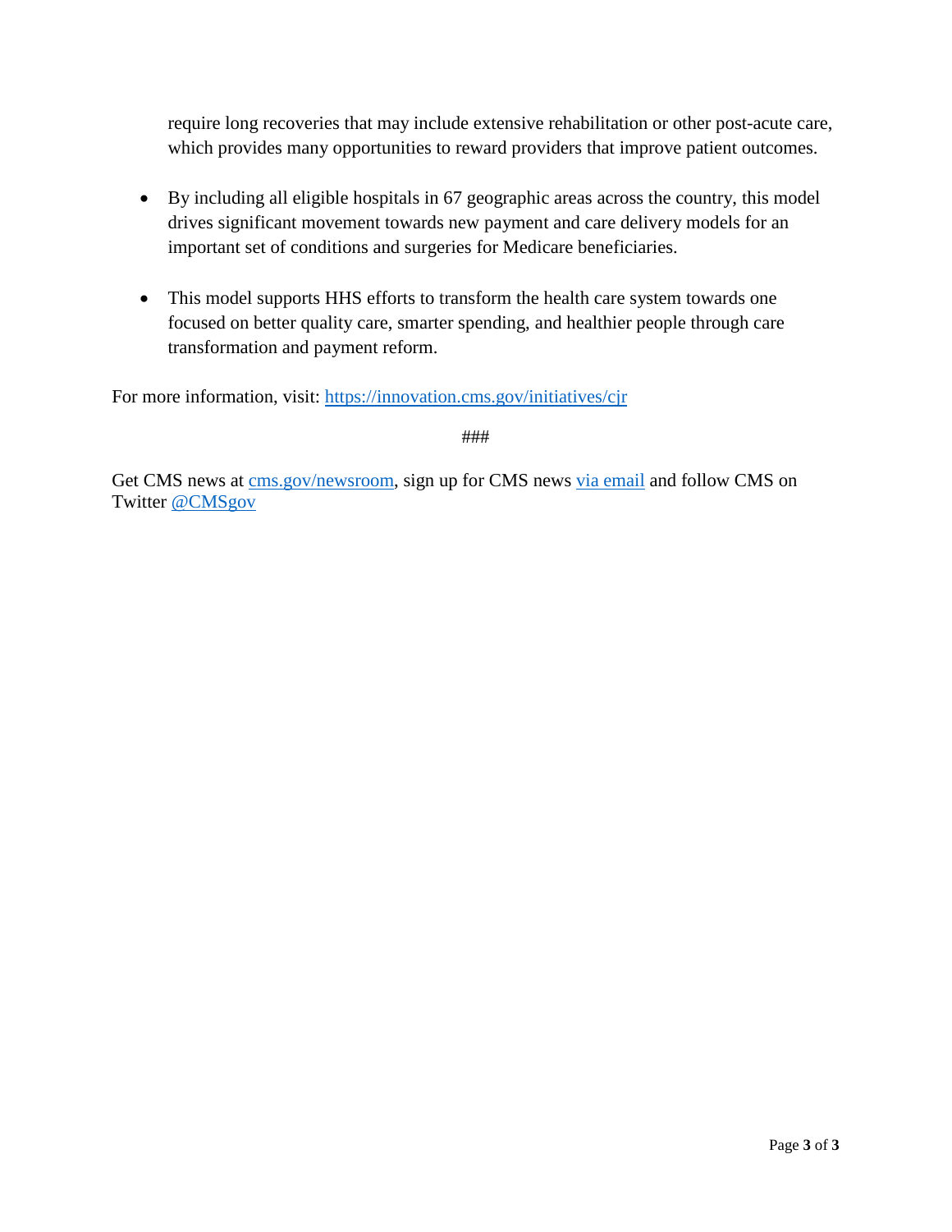require long recoveries that may include extensive rehabilitation or other post-acute care, which provides many opportunities to reward providers that improve patient outcomes.

- By including all eligible hospitals in 67 geographic areas across the country, this model drives significant movement towards new payment and care delivery models for an important set of conditions and surgeries for Medicare beneficiaries.

- This model supports HHS efforts to transform the health care system towards one focused on better quality care, smarter spending, and healthier people through care transformation and payment reform.

For more information, visit: [https://innovation.cms.gov/initiatives/cjr](https://innovation.cms.gov/initiatives/cjr)

###

Get CMS news at [cms.gov/newsroom](cms.gov/newsroom), sign up for CMS news [via email](via email) and follow CMS on Twitter [@CMSgov](@CMSgov)